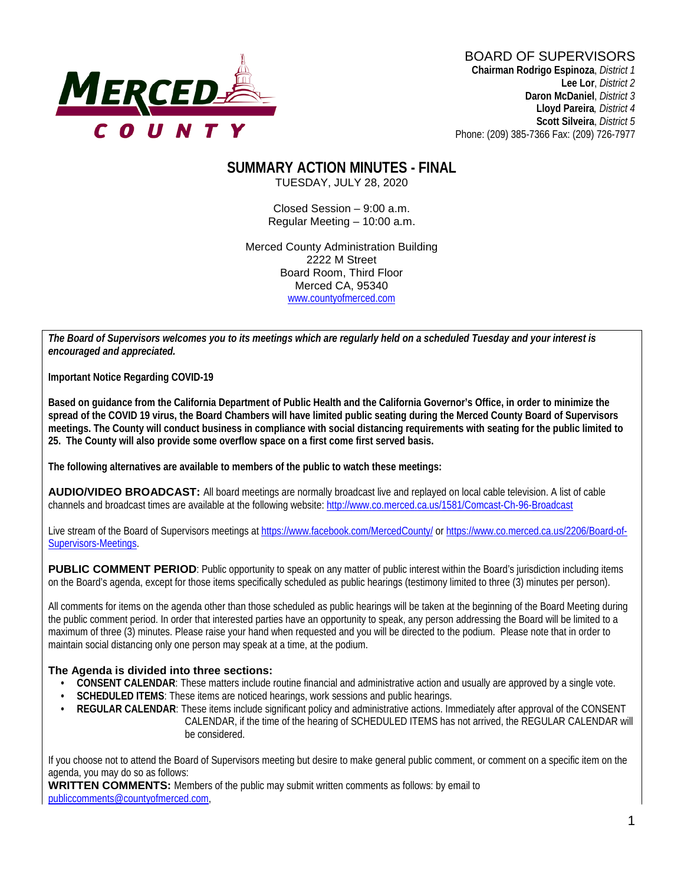BOARD OF SUPERVISORS
**Chairman Rodrigo Espinoza**, *District 1*
**Lee Lor**, *District 2*
**Daron McDaniel**, *District 3*
**Lloyd Pareira**, *District 4*
**Scott Silveira**, *District 5*
Phone: (209) 385-7366 Fax: (209) 726-7977

# SUMMARY ACTION MINUTES - FINAL

TUESDAY, JULY 28, 2020

Closed Session – 9:00 a.m.
Regular Meeting – 10:00 a.m.

Merced County Administration Building
2222 M Street
Board Room, Third Floor
Merced CA, 95340
www.countyofmerced.com

***The Board of Supervisors welcomes you to its meetings which are regularly held on a scheduled Tuesday and your interest is encouraged and appreciated.***

**Important Notice Regarding COVID-19**

**Based on guidance from the California Department of Public Health and the California Governor's Office, in order to minimize the spread of the COVID 19 virus, the Board Chambers will have limited public seating during the Merced County Board of Supervisors meetings. The County will conduct business in compliance with social distancing requirements with seating for the public limited to 25. The County will also provide some overflow space on a first come first served basis.**

**The following alternatives are available to members of the public to watch these meetings:**

**AUDIO/VIDEO BROADCAST:** All board meetings are normally broadcast live and replayed on local cable television. A list of cable channels and broadcast times are available at the following website: http://www.co.merced.ca.us/1581/Comcast-Ch-96-Broadcast

Live stream of the Board of Supervisors meetings at https://www.facebook.com/MercedCounty/ or https://www.co.merced.ca.us/2206/Board-of-Supervisors-Meetings.

**PUBLIC COMMENT PERIOD**: Public opportunity to speak on any matter of public interest within the Board's jurisdiction including items on the Board's agenda, except for those items specifically scheduled as public hearings (testimony limited to three (3) minutes per person).

All comments for items on the agenda other than those scheduled as public hearings will be taken at the beginning of the Board Meeting during the public comment period. In order that interested parties have an opportunity to speak, any person addressing the Board will be limited to a maximum of three (3) minutes. Please raise your hand when requested and you will be directed to the podium. Please note that in order to maintain social distancing only one person may speak at a time, at the podium.

**The Agenda is divided into three sections:**

- **CONSENT CALENDAR**: These matters include routine financial and administrative action and usually are approved by a single vote.
- **SCHEDULED ITEMS**: These items are noticed hearings, work sessions and public hearings.
- **REGULAR CALENDAR**: These items include significant policy and administrative actions. Immediately after approval of the CONSENT CALENDAR, if the time of the hearing of SCHEDULED ITEMS has not arrived, the REGULAR CALENDAR will be considered.

If you choose not to attend the Board of Supervisors meeting but desire to make general public comment, or comment on a specific item on the agenda, you may do so as follows:
**WRITTEN COMMENTS:** Members of the public may submit written comments as follows: by email to publiccomments@countyofmerced.com,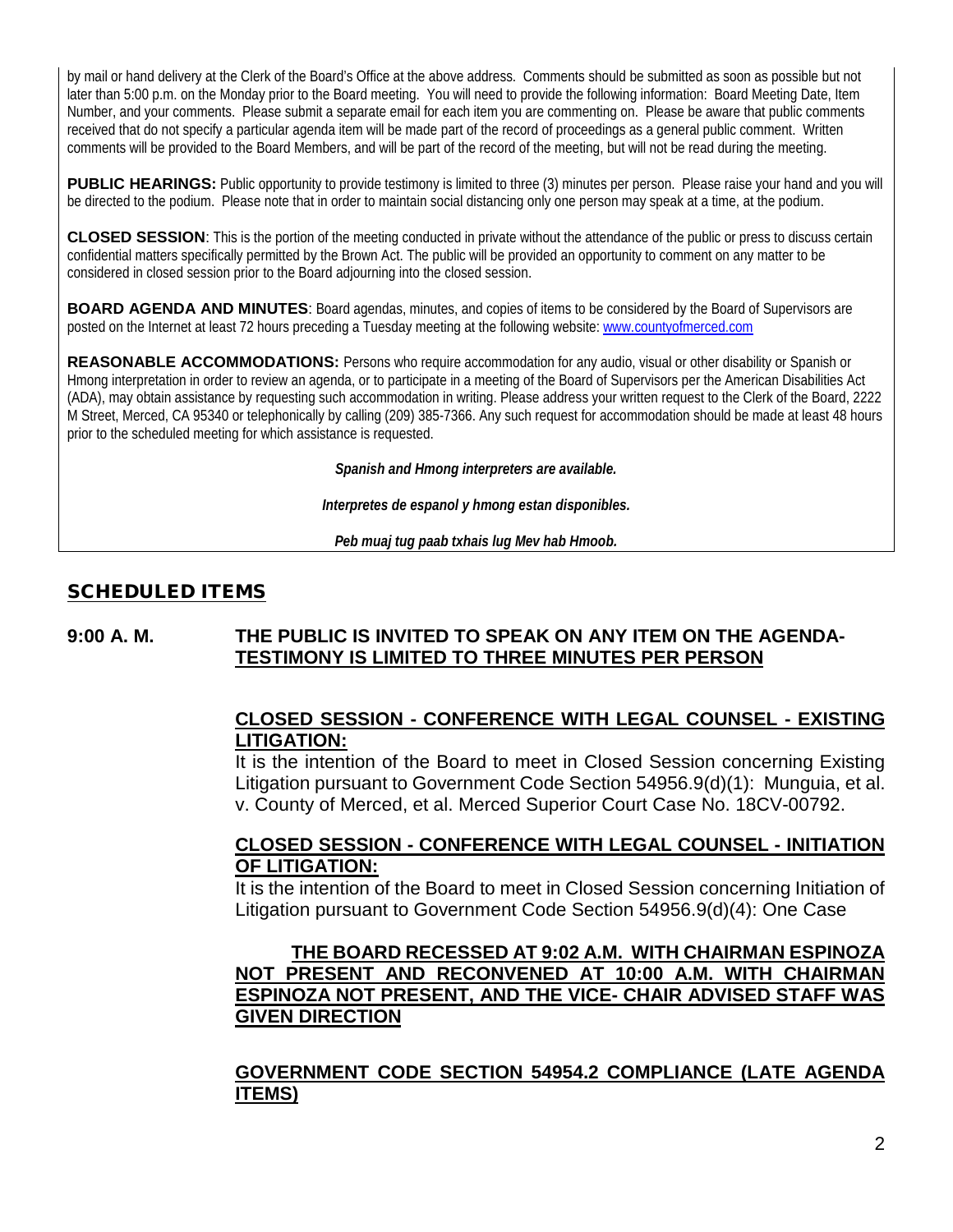by mail or hand delivery at the Clerk of the Board's Office at the above address. Comments should be submitted as soon as possible but not later than 5:00 p.m. on the Monday prior to the Board meeting. You will need to provide the following information: Board Meeting Date, Item Number, and your comments. Please submit a separate email for each item you are commenting on. Please be aware that public comments received that do not specify a particular agenda item will be made part of the record of proceedings as a general public comment. Written comments will be provided to the Board Members, and will be part of the record of the meeting, but will not be read during the meeting.

**PUBLIC HEARINGS:** Public opportunity to provide testimony is limited to three (3) minutes per person. Please raise your hand and you will be directed to the podium. Please note that in order to maintain social distancing only one person may speak at a time, at the podium.

**CLOSED SESSION**: This is the portion of the meeting conducted in private without the attendance of the public or press to discuss certain confidential matters specifically permitted by the Brown Act. The public will be provided an opportunity to comment on any matter to be considered in closed session prior to the Board adjourning into the closed session.

**BOARD AGENDA AND MINUTES**: Board agendas, minutes, and copies of items to be considered by the Board of Supervisors are posted on the Internet at least 72 hours preceding a Tuesday meeting at the following website: www.countyofmerced.com

**REASONABLE ACCOMMODATIONS:** Persons who require accommodation for any audio, visual or other disability or Spanish or Hmong interpretation in order to review an agenda, or to participate in a meeting of the Board of Supervisors per the American Disabilities Act (ADA), may obtain assistance by requesting such accommodation in writing. Please address your written request to the Clerk of the Board, 2222 M Street, Merced, CA 95340 or telephonically by calling (209) 385-7366. Any such request for accommodation should be made at least 48 hours prior to the scheduled meeting for which assistance is requested.

***Spanish and Hmong interpreters are available.***

***Interpretes de espanol y hmong estan disponibles.***

***Peb muaj tug paab txhais lug Mev hab Hmoob.***

## SCHEDULED ITEMS

**9:00 A. M. THE PUBLIC IS INVITED TO SPEAK ON ANY ITEM ON THE AGENDA-TESTIMONY IS LIMITED TO THREE MINUTES PER PERSON**

**CLOSED SESSION - CONFERENCE WITH LEGAL COUNSEL - EXISTING LITIGATION:**

It is the intention of the Board to meet in Closed Session concerning Existing Litigation pursuant to Government Code Section 54956.9(d)(1): Munguia, et al. v. County of Merced, et al. Merced Superior Court Case No. 18CV-00792.

**CLOSED SESSION - CONFERENCE WITH LEGAL COUNSEL - INITIATION OF LITIGATION:**

It is the intention of the Board to meet in Closed Session concerning Initiation of Litigation pursuant to Government Code Section 54956.9(d)(4): One Case

**THE BOARD RECESSED AT 9:02 A.M. WITH CHAIRMAN ESPINOZA NOT PRESENT AND RECONVENED AT 10:00 A.M. WITH CHAIRMAN ESPINOZA NOT PRESENT, AND THE VICE- CHAIR ADVISED STAFF WAS GIVEN DIRECTION**

**GOVERNMENT CODE SECTION 54954.2 COMPLIANCE (LATE AGENDA ITEMS)**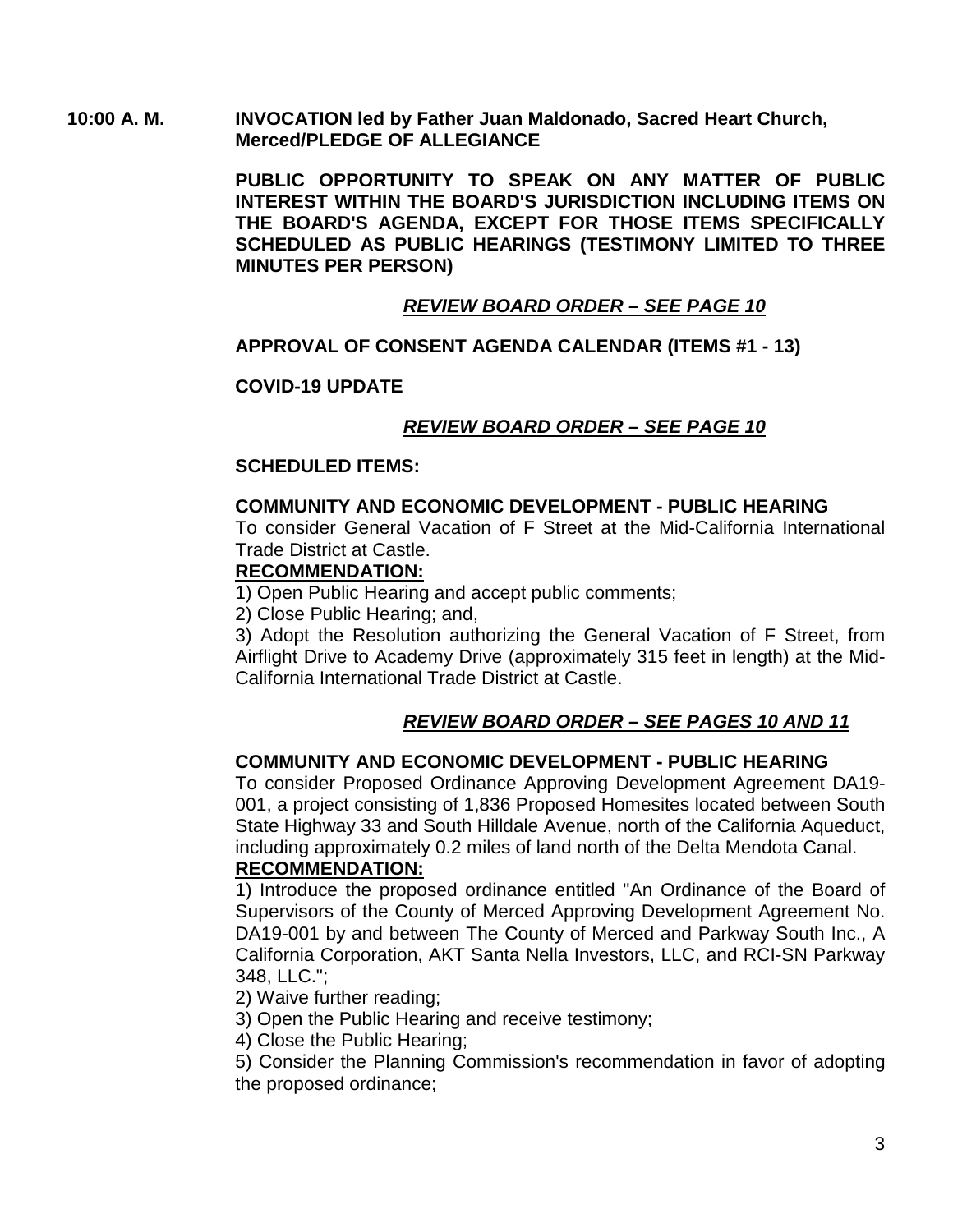**10:00 A. M.** **INVOCATION led by Father Juan Maldonado, Sacred Heart Church, Merced/PLEDGE OF ALLEGIANCE**

**PUBLIC OPPORTUNITY TO SPEAK ON ANY MATTER OF PUBLIC INTEREST WITHIN THE BOARD'S JURISDICTION INCLUDING ITEMS ON THE BOARD'S AGENDA, EXCEPT FOR THOSE ITEMS SPECIFICALLY SCHEDULED AS PUBLIC HEARINGS (TESTIMONY LIMITED TO THREE MINUTES PER PERSON)**

***REVIEW BOARD ORDER – SEE PAGE 10***

**APPROVAL OF CONSENT AGENDA CALENDAR (ITEMS #1 - 13)**

**COVID-19 UPDATE**

***REVIEW BOARD ORDER – SEE PAGE 10***

**SCHEDULED ITEMS:**

**COMMUNITY AND ECONOMIC DEVELOPMENT - PUBLIC HEARING**

To consider General Vacation of F Street at the Mid-California International Trade District at Castle.

**RECOMMENDATION:**

1) Open Public Hearing and accept public comments;

2) Close Public Hearing; and,

3) Adopt the Resolution authorizing the General Vacation of F Street, from Airflight Drive to Academy Drive (approximately 315 feet in length) at the Mid-California International Trade District at Castle.

***REVIEW BOARD ORDER – SEE PAGES 10 AND 11***

**COMMUNITY AND ECONOMIC DEVELOPMENT - PUBLIC HEARING**

To consider Proposed Ordinance Approving Development Agreement DA19-001, a project consisting of 1,836 Proposed Homesites located between South State Highway 33 and South Hilldale Avenue, north of the California Aqueduct, including approximately 0.2 miles of land north of the Delta Mendota Canal.

**RECOMMENDATION:**

1) Introduce the proposed ordinance entitled "An Ordinance of the Board of Supervisors of the County of Merced Approving Development Agreement No. DA19-001 by and between The County of Merced and Parkway South Inc., A California Corporation, AKT Santa Nella Investors, LLC, and RCI-SN Parkway 348, LLC.";

2) Waive further reading;

3) Open the Public Hearing and receive testimony;

4) Close the Public Hearing;

5) Consider the Planning Commission's recommendation in favor of adopting the proposed ordinance;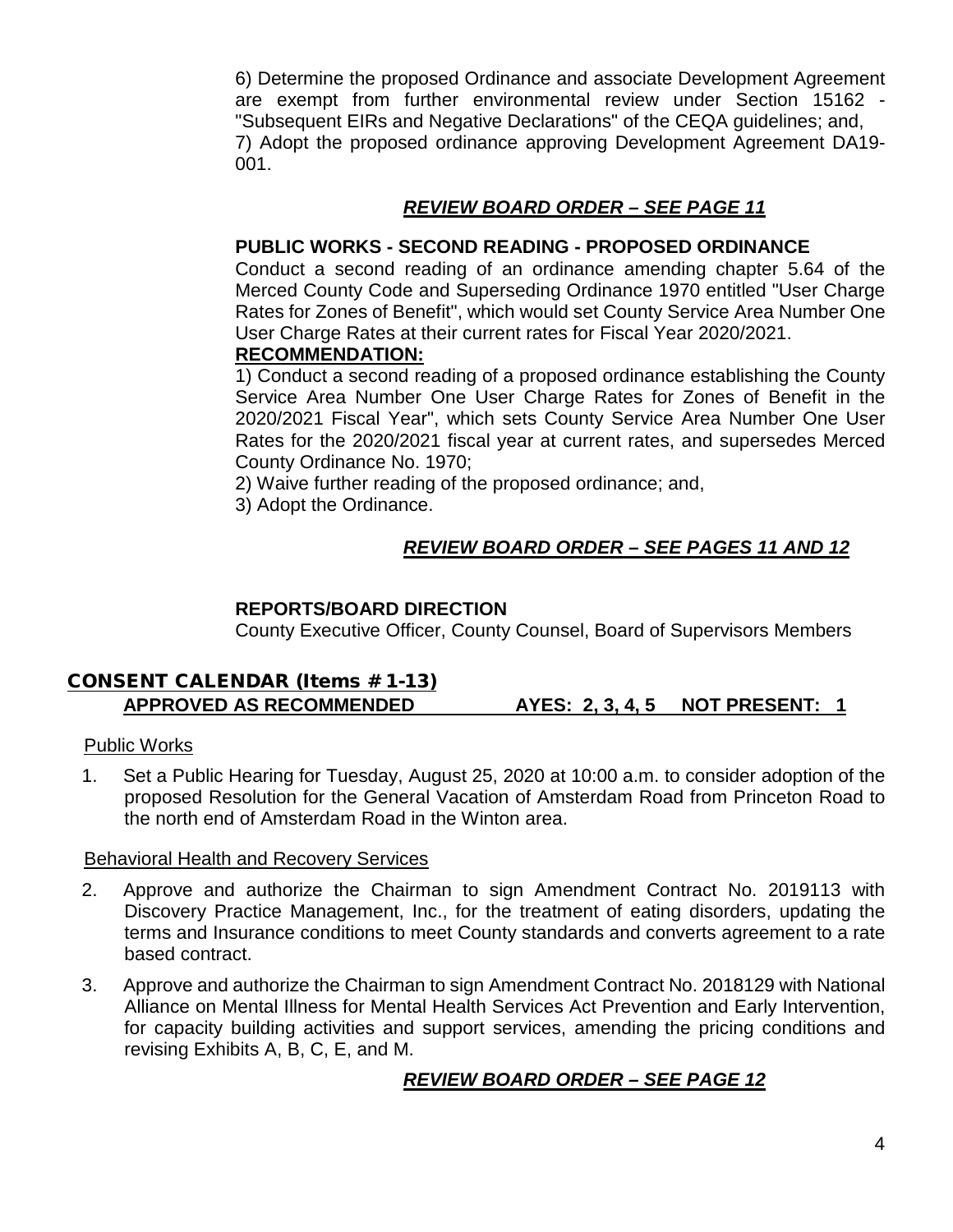6) Determine the proposed Ordinance and associate Development Agreement are exempt from further environmental review under Section 15162 - "Subsequent EIRs and Negative Declarations" of the CEQA guidelines; and,
7) Adopt the proposed ordinance approving Development Agreement DA19-001.

***REVIEW BOARD ORDER – SEE PAGE 11***

**PUBLIC WORKS - SECOND READING - PROPOSED ORDINANCE**

Conduct a second reading of an ordinance amending chapter 5.64 of the Merced County Code and Superseding Ordinance 1970 entitled "User Charge Rates for Zones of Benefit", which would set County Service Area Number One User Charge Rates at their current rates for Fiscal Year 2020/2021.

**RECOMMENDATION:**

1) Conduct a second reading of a proposed ordinance establishing the County Service Area Number One User Charge Rates for Zones of Benefit in the 2020/2021 Fiscal Year", which sets County Service Area Number One User Rates for the 2020/2021 fiscal year at current rates, and supersedes Merced County Ordinance No. 1970;
2) Waive further reading of the proposed ordinance; and,
3) Adopt the Ordinance.

***REVIEW BOARD ORDER – SEE PAGES 11 AND 12***

**REPORTS/BOARD DIRECTION**

County Executive Officer, County Counsel, Board of Supervisors Members

## CONSENT CALENDAR (Items # 1-13)

**APPROVED AS RECOMMENDED AYES: 2, 3, 4, 5 NOT PRESENT: 1**

Public Works

1. Set a Public Hearing for Tuesday, August 25, 2020 at 10:00 a.m. to consider adoption of the proposed Resolution for the General Vacation of Amsterdam Road from Princeton Road to the north end of Amsterdam Road in the Winton area.

Behavioral Health and Recovery Services

2. Approve and authorize the Chairman to sign Amendment Contract No. 2019113 with Discovery Practice Management, Inc., for the treatment of eating disorders, updating the terms and Insurance conditions to meet County standards and converts agreement to a rate based contract.
3. Approve and authorize the Chairman to sign Amendment Contract No. 2018129 with National Alliance on Mental Illness for Mental Health Services Act Prevention and Early Intervention, for capacity building activities and support services, amending the pricing conditions and revising Exhibits A, B, C, E, and M.

***REVIEW BOARD ORDER – SEE PAGE 12***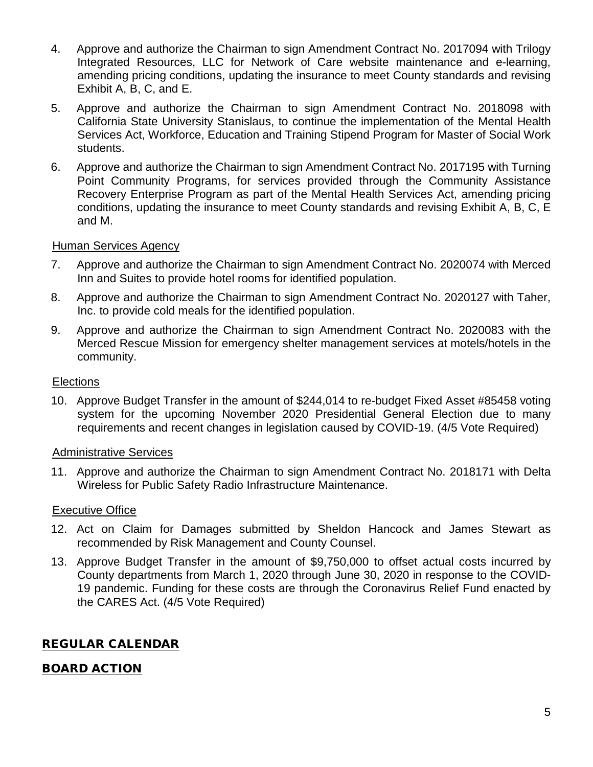4. Approve and authorize the Chairman to sign Amendment Contract No. 2017094 with Trilogy Integrated Resources, LLC for Network of Care website maintenance and e-learning, amending pricing conditions, updating the insurance to meet County standards and revising Exhibit A, B, C, and E.

5. Approve and authorize the Chairman to sign Amendment Contract No. 2018098 with California State University Stanislaus, to continue the implementation of the Mental Health Services Act, Workforce, Education and Training Stipend Program for Master of Social Work students.

6. Approve and authorize the Chairman to sign Amendment Contract No. 2017195 with Turning Point Community Programs, for services provided through the Community Assistance Recovery Enterprise Program as part of the Mental Health Services Act, amending pricing conditions, updating the insurance to meet County standards and revising Exhibit A, B, C, E and M.

Human Services Agency

7. Approve and authorize the Chairman to sign Amendment Contract No. 2020074 with Merced Inn and Suites to provide hotel rooms for identified population.

8. Approve and authorize the Chairman to sign Amendment Contract No. 2020127 with Taher, Inc. to provide cold meals for the identified population.

9. Approve and authorize the Chairman to sign Amendment Contract No. 2020083 with the Merced Rescue Mission for emergency shelter management services at motels/hotels in the community.

Elections

10. Approve Budget Transfer in the amount of $244,014 to re-budget Fixed Asset #85458 voting system for the upcoming November 2020 Presidential General Election due to many requirements and recent changes in legislation caused by COVID-19. (4/5 Vote Required)

Administrative Services

11. Approve and authorize the Chairman to sign Amendment Contract No. 2018171 with Delta Wireless for Public Safety Radio Infrastructure Maintenance.

Executive Office

12. Act on Claim for Damages submitted by Sheldon Hancock and James Stewart as recommended by Risk Management and County Counsel.

13. Approve Budget Transfer in the amount of $9,750,000 to offset actual costs incurred by County departments from March 1, 2020 through June 30, 2020 in response to the COVID-19 pandemic. Funding for these costs are through the Coronavirus Relief Fund enacted by the CARES Act. (4/5 Vote Required)

## REGULAR CALENDAR

## BOARD ACTION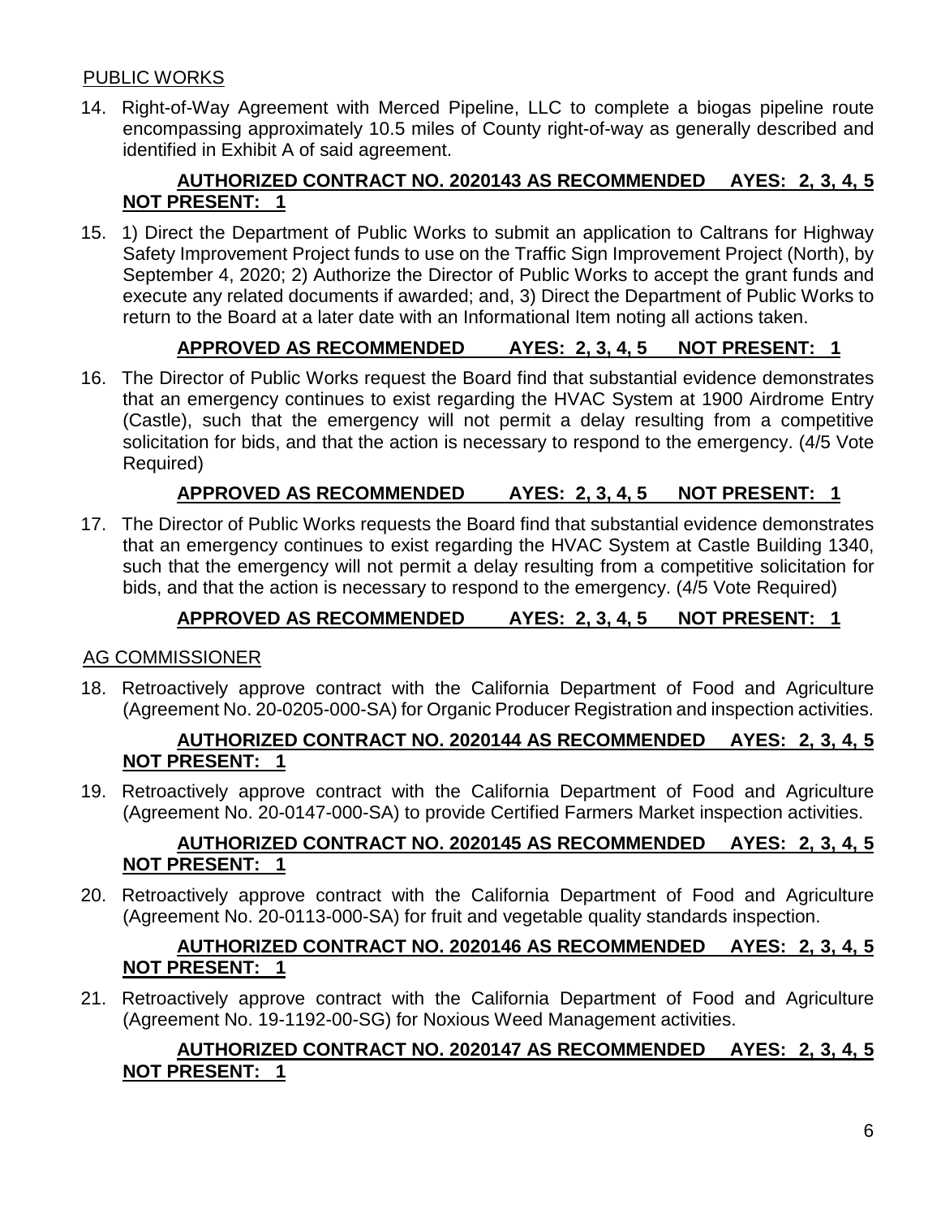## PUBLIC WORKS

14. Right-of-Way Agreement with Merced Pipeline, LLC to complete a biogas pipeline route encompassing approximately 10.5 miles of County right-of-way as generally described and identified in Exhibit A of said agreement.

    **AUTHORIZED CONTRACT NO. 2020143 AS RECOMMENDED AYES: 2, 3, 4, 5 NOT PRESENT: 1**

15. 1) Direct the Department of Public Works to submit an application to Caltrans for Highway Safety Improvement Project funds to use on the Traffic Sign Improvement Project (North), by September 4, 2020; 2) Authorize the Director of Public Works to accept the grant funds and execute any related documents if awarded; and, 3) Direct the Department of Public Works to return to the Board at a later date with an Informational Item noting all actions taken.

    **APPROVED AS RECOMMENDED AYES: 2, 3, 4, 5 NOT PRESENT: 1**

16. The Director of Public Works request the Board find that substantial evidence demonstrates that an emergency continues to exist regarding the HVAC System at 1900 Airdrome Entry (Castle), such that the emergency will not permit a delay resulting from a competitive solicitation for bids, and that the action is necessary to respond to the emergency. (4/5 Vote Required)

    **APPROVED AS RECOMMENDED AYES: 2, 3, 4, 5 NOT PRESENT: 1**

17. The Director of Public Works requests the Board find that substantial evidence demonstrates that an emergency continues to exist regarding the HVAC System at Castle Building 1340, such that the emergency will not permit a delay resulting from a competitive solicitation for bids, and that the action is necessary to respond to the emergency. (4/5 Vote Required)

    **APPROVED AS RECOMMENDED AYES: 2, 3, 4, 5 NOT PRESENT: 1**

## AG COMMISSIONER

18. Retroactively approve contract with the California Department of Food and Agriculture (Agreement No. 20-0205-000-SA) for Organic Producer Registration and inspection activities.

    **AUTHORIZED CONTRACT NO. 2020144 AS RECOMMENDED AYES: 2, 3, 4, 5 NOT PRESENT: 1**

19. Retroactively approve contract with the California Department of Food and Agriculture (Agreement No. 20-0147-000-SA) to provide Certified Farmers Market inspection activities.

    **AUTHORIZED CONTRACT NO. 2020145 AS RECOMMENDED AYES: 2, 3, 4, 5 NOT PRESENT: 1**

20. Retroactively approve contract with the California Department of Food and Agriculture (Agreement No. 20-0113-000-SA) for fruit and vegetable quality standards inspection.

    **AUTHORIZED CONTRACT NO. 2020146 AS RECOMMENDED AYES: 2, 3, 4, 5 NOT PRESENT: 1**

21. Retroactively approve contract with the California Department of Food and Agriculture (Agreement No. 19-1192-00-SG) for Noxious Weed Management activities.

    **AUTHORIZED CONTRACT NO. 2020147 AS RECOMMENDED AYES: 2, 3, 4, 5 NOT PRESENT: 1**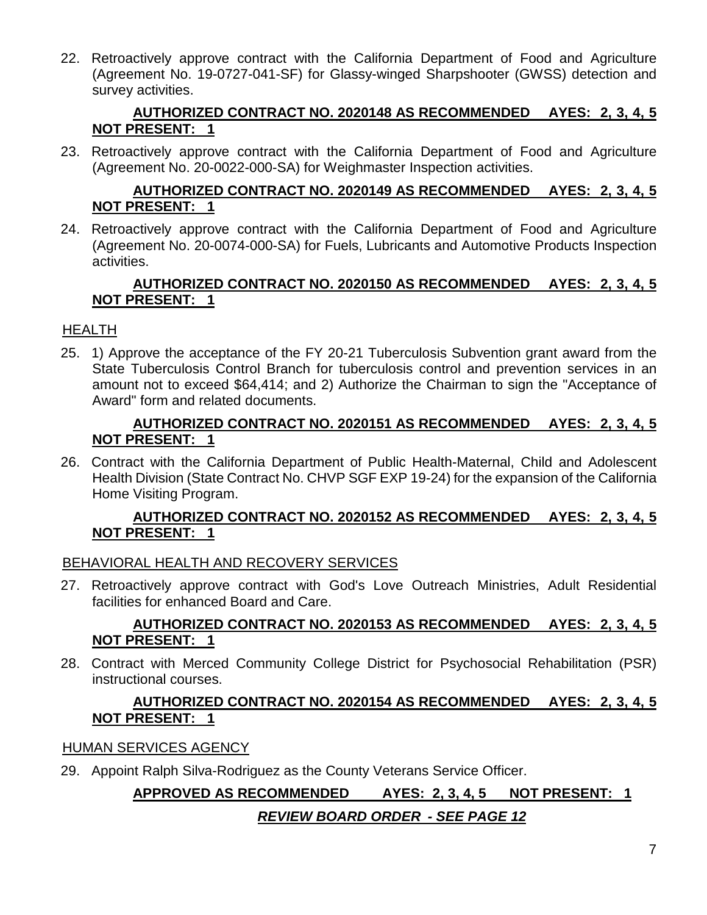22. Retroactively approve contract with the California Department of Food and Agriculture (Agreement No. 19-0727-041-SF) for Glassy-winged Sharpshooter (GWSS) detection and survey activities.

    **AUTHORIZED CONTRACT NO. 2020148 AS RECOMMENDED AYES: 2, 3, 4, 5 NOT PRESENT: 1**

23. Retroactively approve contract with the California Department of Food and Agriculture (Agreement No. 20-0022-000-SA) for Weighmaster Inspection activities.

    **AUTHORIZED CONTRACT NO. 2020149 AS RECOMMENDED AYES: 2, 3, 4, 5 NOT PRESENT: 1**

24. Retroactively approve contract with the California Department of Food and Agriculture (Agreement No. 20-0074-000-SA) for Fuels, Lubricants and Automotive Products Inspection activities.

    **AUTHORIZED CONTRACT NO. 2020150 AS RECOMMENDED AYES: 2, 3, 4, 5 NOT PRESENT: 1**

## HEALTH

25. 1) Approve the acceptance of the FY 20-21 Tuberculosis Subvention grant award from the State Tuberculosis Control Branch for tuberculosis control and prevention services in an amount not to exceed $64,414; and 2) Authorize the Chairman to sign the "Acceptance of Award" form and related documents.

    **AUTHORIZED CONTRACT NO. 2020151 AS RECOMMENDED AYES: 2, 3, 4, 5 NOT PRESENT: 1**

26. Contract with the California Department of Public Health-Maternal, Child and Adolescent Health Division (State Contract No. CHVP SGF EXP 19-24) for the expansion of the California Home Visiting Program.

    **AUTHORIZED CONTRACT NO. 2020152 AS RECOMMENDED AYES: 2, 3, 4, 5 NOT PRESENT: 1**

## BEHAVIORAL HEALTH AND RECOVERY SERVICES

27. Retroactively approve contract with God's Love Outreach Ministries, Adult Residential facilities for enhanced Board and Care.

    **AUTHORIZED CONTRACT NO. 2020153 AS RECOMMENDED AYES: 2, 3, 4, 5 NOT PRESENT: 1**

28. Contract with Merced Community College District for Psychosocial Rehabilitation (PSR) instructional courses.

    **AUTHORIZED CONTRACT NO. 2020154 AS RECOMMENDED AYES: 2, 3, 4, 5 NOT PRESENT: 1**

## HUMAN SERVICES AGENCY

29. Appoint Ralph Silva-Rodriguez as the County Veterans Service Officer.

    **APPROVED AS RECOMMENDED AYES: 2, 3, 4, 5 NOT PRESENT: 1**

    ***REVIEW BOARD ORDER - SEE PAGE 12***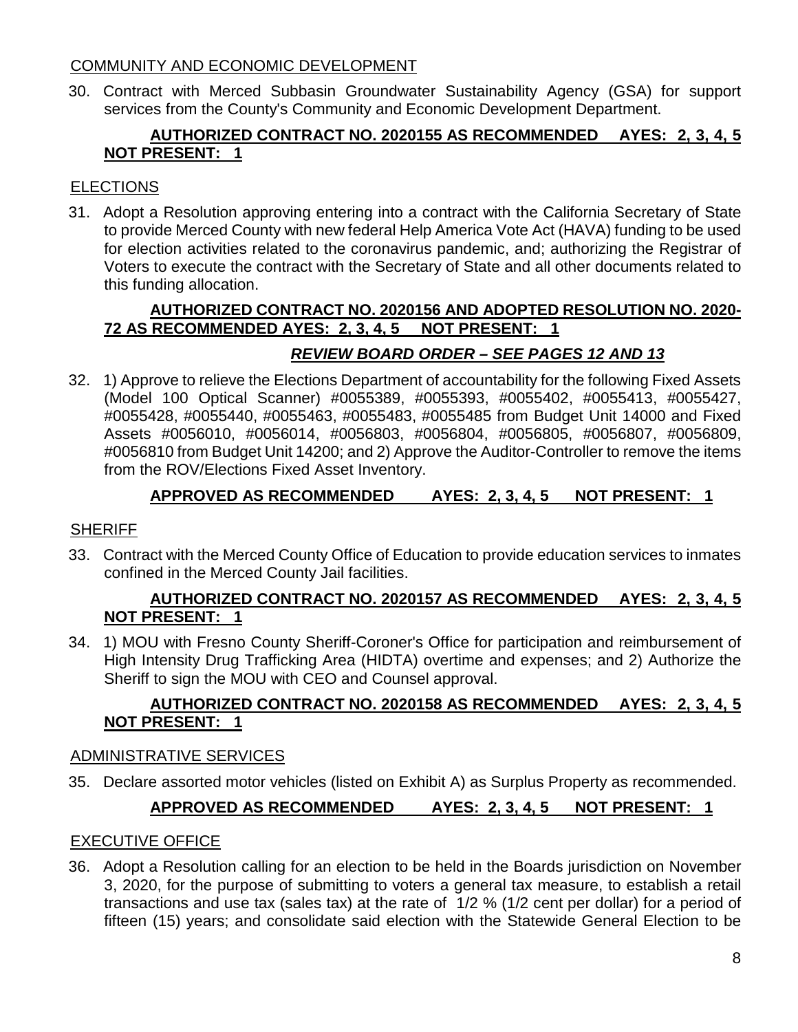COMMUNITY AND ECONOMIC DEVELOPMENT

30. Contract with Merced Subbasin Groundwater Sustainability Agency (GSA) for support services from the County's Community and Economic Development Department.

**AUTHORIZED CONTRACT NO. 2020155 AS RECOMMENDED AYES: 2, 3, 4, 5 NOT PRESENT: 1**

ELECTIONS

31. Adopt a Resolution approving entering into a contract with the California Secretary of State to provide Merced County with new federal Help America Vote Act (HAVA) funding to be used for election activities related to the coronavirus pandemic, and; authorizing the Registrar of Voters to execute the contract with the Secretary of State and all other documents related to this funding allocation.

**AUTHORIZED CONTRACT NO. 2020156 AND ADOPTED RESOLUTION NO. 2020-72 AS RECOMMENDED AYES: 2, 3, 4, 5 NOT PRESENT: 1**

***REVIEW BOARD ORDER – SEE PAGES 12 AND 13***

32. 1) Approve to relieve the Elections Department of accountability for the following Fixed Assets (Model 100 Optical Scanner) #0055389, #0055393, #0055402, #0055413, #0055427, #0055428, #0055440, #0055463, #0055483, #0055485 from Budget Unit 14000 and Fixed Assets #0056010, #0056014, #0056803, #0056804, #0056805, #0056807, #0056809, #0056810 from Budget Unit 14200; and 2) Approve the Auditor-Controller to remove the items from the ROV/Elections Fixed Asset Inventory.

**APPROVED AS RECOMMENDED AYES: 2, 3, 4, 5 NOT PRESENT: 1**

SHERIFF

33. Contract with the Merced County Office of Education to provide education services to inmates confined in the Merced County Jail facilities.

**AUTHORIZED CONTRACT NO. 2020157 AS RECOMMENDED AYES: 2, 3, 4, 5 NOT PRESENT: 1**

34. 1) MOU with Fresno County Sheriff-Coroner's Office for participation and reimbursement of High Intensity Drug Trafficking Area (HIDTA) overtime and expenses; and 2) Authorize the Sheriff to sign the MOU with CEO and Counsel approval.

**AUTHORIZED CONTRACT NO. 2020158 AS RECOMMENDED AYES: 2, 3, 4, 5 NOT PRESENT: 1**

ADMINISTRATIVE SERVICES

35. Declare assorted motor vehicles (listed on Exhibit A) as Surplus Property as recommended.

**APPROVED AS RECOMMENDED AYES: 2, 3, 4, 5 NOT PRESENT: 1**

EXECUTIVE OFFICE

36. Adopt a Resolution calling for an election to be held in the Boards jurisdiction on November 3, 2020, for the purpose of submitting to voters a general tax measure, to establish a retail transactions and use tax (sales tax) at the rate of 1/2 % (1/2 cent per dollar) for a period of fifteen (15) years; and consolidate said election with the Statewide General Election to be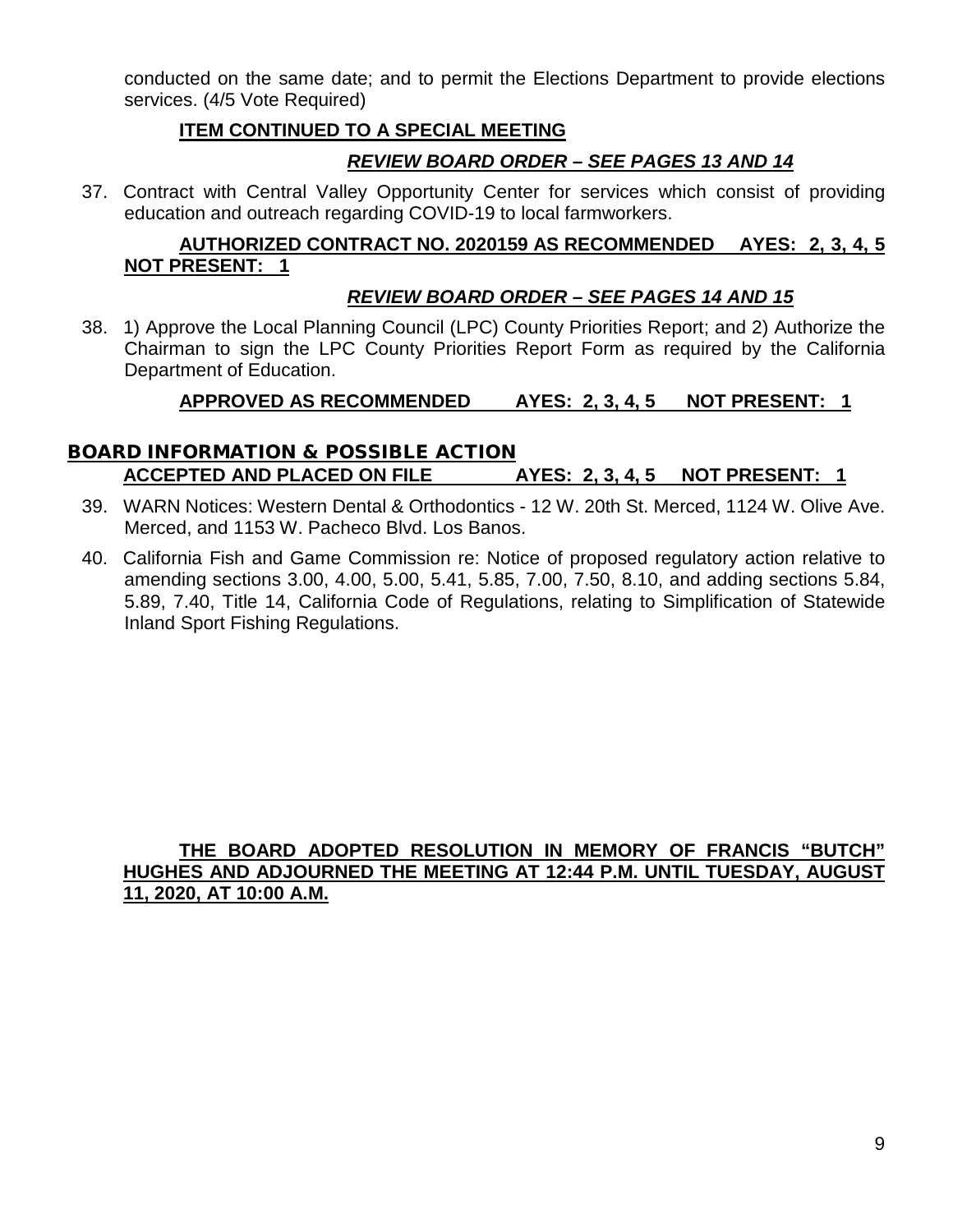conducted on the same date; and to permit the Elections Department to provide elections services. (4/5 Vote Required)

**ITEM CONTINUED TO A SPECIAL MEETING**

***REVIEW BOARD ORDER – SEE PAGES 13 AND 14***

37. Contract with Central Valley Opportunity Center for services which consist of providing education and outreach regarding COVID-19 to local farmworkers.

**AUTHORIZED CONTRACT NO. 2020159 AS RECOMMENDED AYES: 2, 3, 4, 5 NOT PRESENT: 1**

***REVIEW BOARD ORDER – SEE PAGES 14 AND 15***

38. 1) Approve the Local Planning Council (LPC) County Priorities Report; and 2) Authorize the Chairman to sign the LPC County Priorities Report Form as required by the California Department of Education.

**APPROVED AS RECOMMENDED AYES: 2, 3, 4, 5 NOT PRESENT: 1**

## BOARD INFORMATION & POSSIBLE ACTION

**ACCEPTED AND PLACED ON FILE AYES: 2, 3, 4, 5 NOT PRESENT: 1**

39. WARN Notices: Western Dental & Orthodontics - 12 W. 20th St. Merced, 1124 W. Olive Ave. Merced, and 1153 W. Pacheco Blvd. Los Banos.

40. California Fish and Game Commission re: Notice of proposed regulatory action relative to amending sections 3.00, 4.00, 5.00, 5.41, 5.85, 7.00, 7.50, 8.10, and adding sections 5.84, 5.89, 7.40, Title 14, California Code of Regulations, relating to Simplification of Statewide Inland Sport Fishing Regulations.

**THE BOARD ADOPTED RESOLUTION IN MEMORY OF FRANCIS "BUTCH" HUGHES AND ADJOURNED THE MEETING AT 12:44 P.M. UNTIL TUESDAY, AUGUST 11, 2020, AT 10:00 A.M.**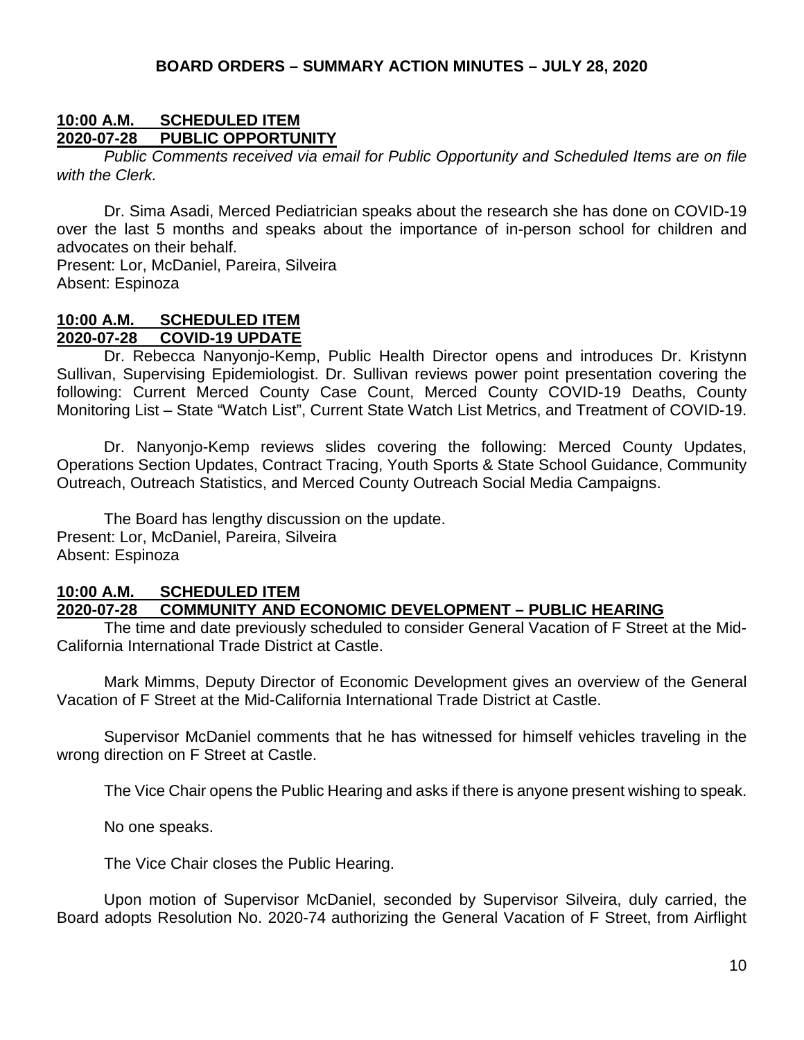**BOARD ORDERS – SUMMARY ACTION MINUTES – JULY 28, 2020**

**10:00 A.M. SCHEDULED ITEM**
**2020-07-28 PUBLIC OPPORTUNITY**

*Public Comments received via email for Public Opportunity and Scheduled Items are on file with the Clerk.*

Dr. Sima Asadi, Merced Pediatrician speaks about the research she has done on COVID-19 over the last 5 months and speaks about the importance of in-person school for children and advocates on their behalf.
Present: Lor, McDaniel, Pareira, Silveira
Absent: Espinoza

**10:00 A.M. SCHEDULED ITEM**
**2020-07-28 COVID-19 UPDATE**

Dr. Rebecca Nanyonjo-Kemp, Public Health Director opens and introduces Dr. Kristynn Sullivan, Supervising Epidemiologist. Dr. Sullivan reviews power point presentation covering the following: Current Merced County Case Count, Merced County COVID-19 Deaths, County Monitoring List – State "Watch List", Current State Watch List Metrics, and Treatment of COVID-19.

Dr. Nanyonjo-Kemp reviews slides covering the following: Merced County Updates, Operations Section Updates, Contract Tracing, Youth Sports & State School Guidance, Community Outreach, Outreach Statistics, and Merced County Outreach Social Media Campaigns.

The Board has lengthy discussion on the update.
Present: Lor, McDaniel, Pareira, Silveira
Absent: Espinoza

**10:00 A.M. SCHEDULED ITEM**
**2020-07-28 COMMUNITY AND ECONOMIC DEVELOPMENT – PUBLIC HEARING**

The time and date previously scheduled to consider General Vacation of F Street at the Mid-California International Trade District at Castle.

Mark Mimms, Deputy Director of Economic Development gives an overview of the General Vacation of F Street at the Mid-California International Trade District at Castle.

Supervisor McDaniel comments that he has witnessed for himself vehicles traveling in the wrong direction on F Street at Castle.

The Vice Chair opens the Public Hearing and asks if there is anyone present wishing to speak.

No one speaks.

The Vice Chair closes the Public Hearing.

Upon motion of Supervisor McDaniel, seconded by Supervisor Silveira, duly carried, the Board adopts Resolution No. 2020-74 authorizing the General Vacation of F Street, from Airflight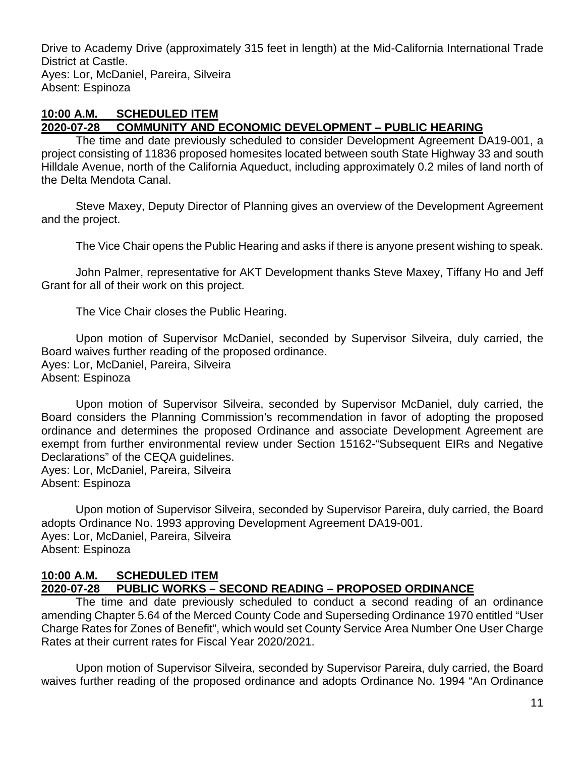Drive to Academy Drive (approximately 315 feet in length) at the Mid-California International Trade District at Castle.
Ayes: Lor, McDaniel, Pareira, Silveira
Absent: Espinoza

**10:00 A.M. SCHEDULED ITEM**
**2020-07-28 COMMUNITY AND ECONOMIC DEVELOPMENT – PUBLIC HEARING**

The time and date previously scheduled to consider Development Agreement DA19-001, a project consisting of 11836 proposed homesites located between south State Highway 33 and south Hilldale Avenue, north of the California Aqueduct, including approximately 0.2 miles of land north of the Delta Mendota Canal.

Steve Maxey, Deputy Director of Planning gives an overview of the Development Agreement and the project.

The Vice Chair opens the Public Hearing and asks if there is anyone present wishing to speak.

John Palmer, representative for AKT Development thanks Steve Maxey, Tiffany Ho and Jeff Grant for all of their work on this project.

The Vice Chair closes the Public Hearing.

Upon motion of Supervisor McDaniel, seconded by Supervisor Silveira, duly carried, the Board waives further reading of the proposed ordinance.
Ayes: Lor, McDaniel, Pareira, Silveira
Absent: Espinoza

Upon motion of Supervisor Silveira, seconded by Supervisor McDaniel, duly carried, the Board considers the Planning Commission's recommendation in favor of adopting the proposed ordinance and determines the proposed Ordinance and associate Development Agreement are exempt from further environmental review under Section 15162-"Subsequent EIRs and Negative Declarations" of the CEQA guidelines.
Ayes: Lor, McDaniel, Pareira, Silveira
Absent: Espinoza

Upon motion of Supervisor Silveira, seconded by Supervisor Pareira, duly carried, the Board adopts Ordinance No. 1993 approving Development Agreement DA19-001.
Ayes: Lor, McDaniel, Pareira, Silveira
Absent: Espinoza

**10:00 A.M. SCHEDULED ITEM**
**2020-07-28 PUBLIC WORKS – SECOND READING – PROPOSED ORDINANCE**

The time and date previously scheduled to conduct a second reading of an ordinance amending Chapter 5.64 of the Merced County Code and Superseding Ordinance 1970 entitled "User Charge Rates for Zones of Benefit", which would set County Service Area Number One User Charge Rates at their current rates for Fiscal Year 2020/2021.

Upon motion of Supervisor Silveira, seconded by Supervisor Pareira, duly carried, the Board waives further reading of the proposed ordinance and adopts Ordinance No. 1994 "An Ordinance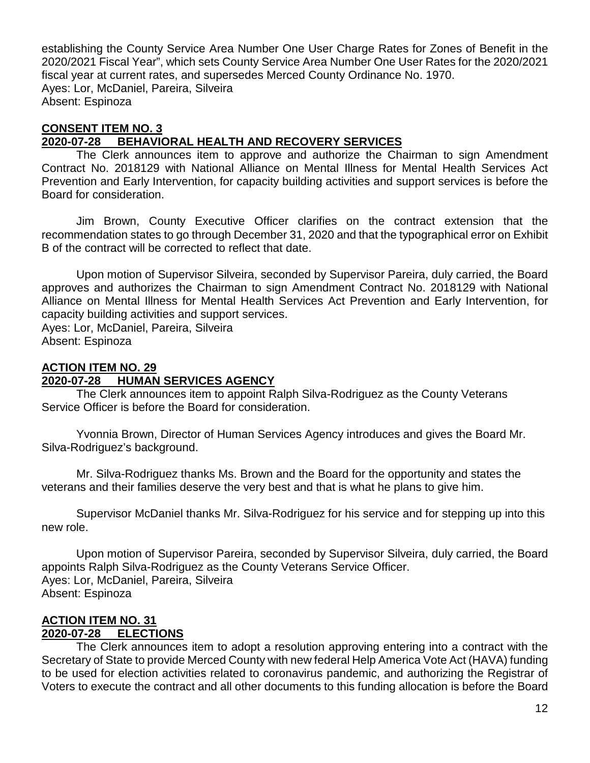establishing the County Service Area Number One User Charge Rates for Zones of Benefit in the 2020/2021 Fiscal Year", which sets County Service Area Number One User Rates for the 2020/2021 fiscal year at current rates, and supersedes Merced County Ordinance No. 1970.
Ayes: Lor, McDaniel, Pareira, Silveira
Absent: Espinoza

**CONSENT ITEM NO. 3**
**2020-07-28 BEHAVIORAL HEALTH AND RECOVERY SERVICES**

The Clerk announces item to approve and authorize the Chairman to sign Amendment Contract No. 2018129 with National Alliance on Mental Illness for Mental Health Services Act Prevention and Early Intervention, for capacity building activities and support services is before the Board for consideration.

Jim Brown, County Executive Officer clarifies on the contract extension that the recommendation states to go through December 31, 2020 and that the typographical error on Exhibit B of the contract will be corrected to reflect that date.

Upon motion of Supervisor Silveira, seconded by Supervisor Pareira, duly carried, the Board approves and authorizes the Chairman to sign Amendment Contract No. 2018129 with National Alliance on Mental Illness for Mental Health Services Act Prevention and Early Intervention, for capacity building activities and support services.
Ayes: Lor, McDaniel, Pareira, Silveira
Absent: Espinoza

**ACTION ITEM NO. 29**
**2020-07-28 HUMAN SERVICES AGENCY**

The Clerk announces item to appoint Ralph Silva-Rodriguez as the County Veterans Service Officer is before the Board for consideration.

Yvonnia Brown, Director of Human Services Agency introduces and gives the Board Mr. Silva-Rodriguez's background.

Mr. Silva-Rodriguez thanks Ms. Brown and the Board for the opportunity and states the veterans and their families deserve the very best and that is what he plans to give him.

Supervisor McDaniel thanks Mr. Silva-Rodriguez for his service and for stepping up into this new role.

Upon motion of Supervisor Pareira, seconded by Supervisor Silveira, duly carried, the Board appoints Ralph Silva-Rodriguez as the County Veterans Service Officer.
Ayes: Lor, McDaniel, Pareira, Silveira
Absent: Espinoza

**ACTION ITEM NO. 31**
**2020-07-28 ELECTIONS**

The Clerk announces item to adopt a resolution approving entering into a contract with the Secretary of State to provide Merced County with new federal Help America Vote Act (HAVA) funding to be used for election activities related to coronavirus pandemic, and authorizing the Registrar of Voters to execute the contract and all other documents to this funding allocation is before the Board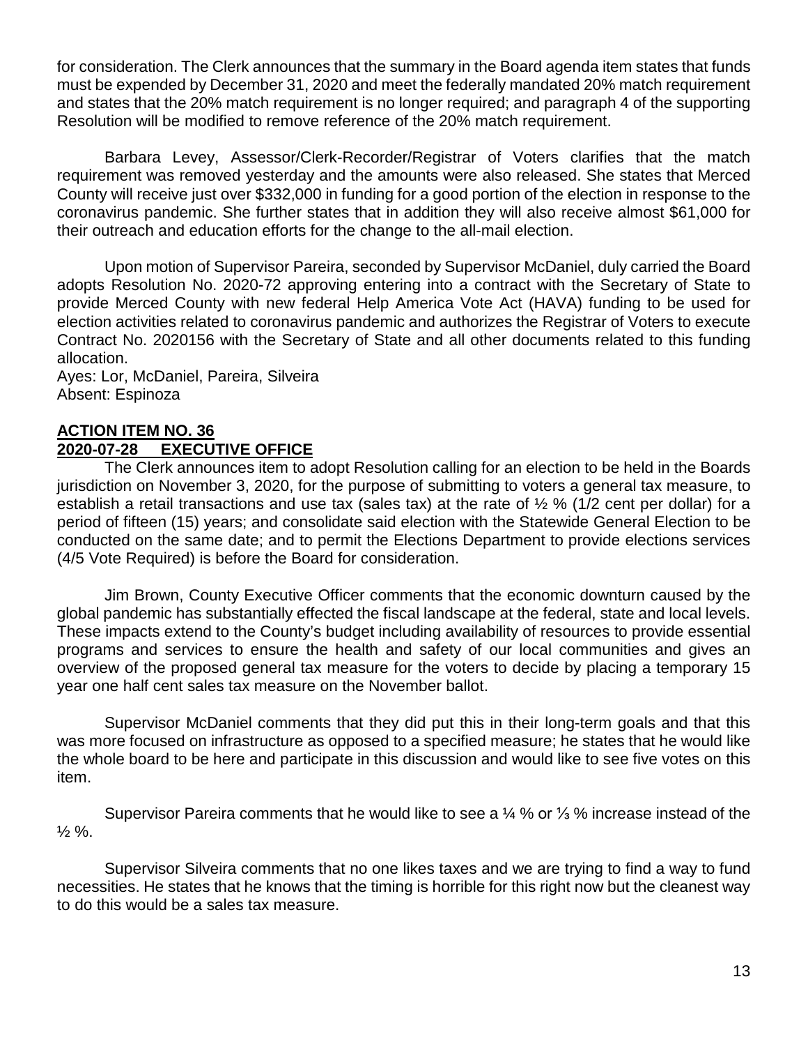for consideration. The Clerk announces that the summary in the Board agenda item states that funds must be expended by December 31, 2020 and meet the federally mandated 20% match requirement and states that the 20% match requirement is no longer required; and paragraph 4 of the supporting Resolution will be modified to remove reference of the 20% match requirement.

Barbara Levey, Assessor/Clerk-Recorder/Registrar of Voters clarifies that the match requirement was removed yesterday and the amounts were also released. She states that Merced County will receive just over $332,000 in funding for a good portion of the election in response to the coronavirus pandemic. She further states that in addition they will also receive almost $61,000 for their outreach and education efforts for the change to the all-mail election.

Upon motion of Supervisor Pareira, seconded by Supervisor McDaniel, duly carried the Board adopts Resolution No. 2020-72 approving entering into a contract with the Secretary of State to provide Merced County with new federal Help America Vote Act (HAVA) funding to be used for election activities related to coronavirus pandemic and authorizes the Registrar of Voters to execute Contract No. 2020156 with the Secretary of State and all other documents related to this funding allocation.
Ayes: Lor, McDaniel, Pareira, Silveira
Absent: Espinoza

**ACTION ITEM NO. 36**
**2020-07-28 EXECUTIVE OFFICE**

The Clerk announces item to adopt Resolution calling for an election to be held in the Boards jurisdiction on November 3, 2020, for the purpose of submitting to voters a general tax measure, to establish a retail transactions and use tax (sales tax) at the rate of ½ % (1/2 cent per dollar) for a period of fifteen (15) years; and consolidate said election with the Statewide General Election to be conducted on the same date; and to permit the Elections Department to provide elections services (4/5 Vote Required) is before the Board for consideration.

Jim Brown, County Executive Officer comments that the economic downturn caused by the global pandemic has substantially effected the fiscal landscape at the federal, state and local levels. These impacts extend to the County's budget including availability of resources to provide essential programs and services to ensure the health and safety of our local communities and gives an overview of the proposed general tax measure for the voters to decide by placing a temporary 15 year one half cent sales tax measure on the November ballot.

Supervisor McDaniel comments that they did put this in their long-term goals and that this was more focused on infrastructure as opposed to a specified measure; he states that he would like the whole board to be here and participate in this discussion and would like to see five votes on this item.

Supervisor Pareira comments that he would like to see a ¼ % or ⅓ % increase instead of the ½ %.

Supervisor Silveira comments that no one likes taxes and we are trying to find a way to fund necessities. He states that he knows that the timing is horrible for this right now but the cleanest way to do this would be a sales tax measure.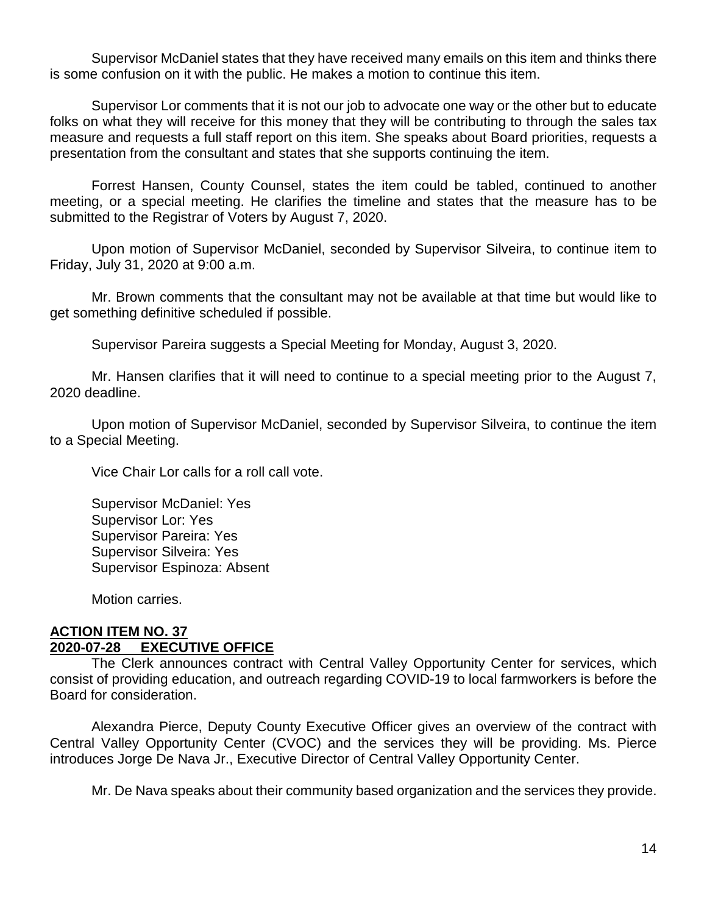Supervisor McDaniel states that they have received many emails on this item and thinks there is some confusion on it with the public. He makes a motion to continue this item.

Supervisor Lor comments that it is not our job to advocate one way or the other but to educate folks on what they will receive for this money that they will be contributing to through the sales tax measure and requests a full staff report on this item. She speaks about Board priorities, requests a presentation from the consultant and states that she supports continuing the item.

Forrest Hansen, County Counsel, states the item could be tabled, continued to another meeting, or a special meeting. He clarifies the timeline and states that the measure has to be submitted to the Registrar of Voters by August 7, 2020.

Upon motion of Supervisor McDaniel, seconded by Supervisor Silveira, to continue item to Friday, July 31, 2020 at 9:00 a.m.

Mr. Brown comments that the consultant may not be available at that time but would like to get something definitive scheduled if possible.

Supervisor Pareira suggests a Special Meeting for Monday, August 3, 2020.

Mr. Hansen clarifies that it will need to continue to a special meeting prior to the August 7, 2020 deadline.

Upon motion of Supervisor McDaniel, seconded by Supervisor Silveira, to continue the item to a Special Meeting.

Vice Chair Lor calls for a roll call vote.

Supervisor McDaniel: Yes
Supervisor Lor: Yes
Supervisor Pareira: Yes
Supervisor Silveira: Yes
Supervisor Espinoza: Absent

Motion carries.

**ACTION ITEM NO. 37**
**2020-07-28 EXECUTIVE OFFICE**

The Clerk announces contract with Central Valley Opportunity Center for services, which consist of providing education, and outreach regarding COVID-19 to local farmworkers is before the Board for consideration.

Alexandra Pierce, Deputy County Executive Officer gives an overview of the contract with Central Valley Opportunity Center (CVOC) and the services they will be providing. Ms. Pierce introduces Jorge De Nava Jr., Executive Director of Central Valley Opportunity Center.

Mr. De Nava speaks about their community based organization and the services they provide.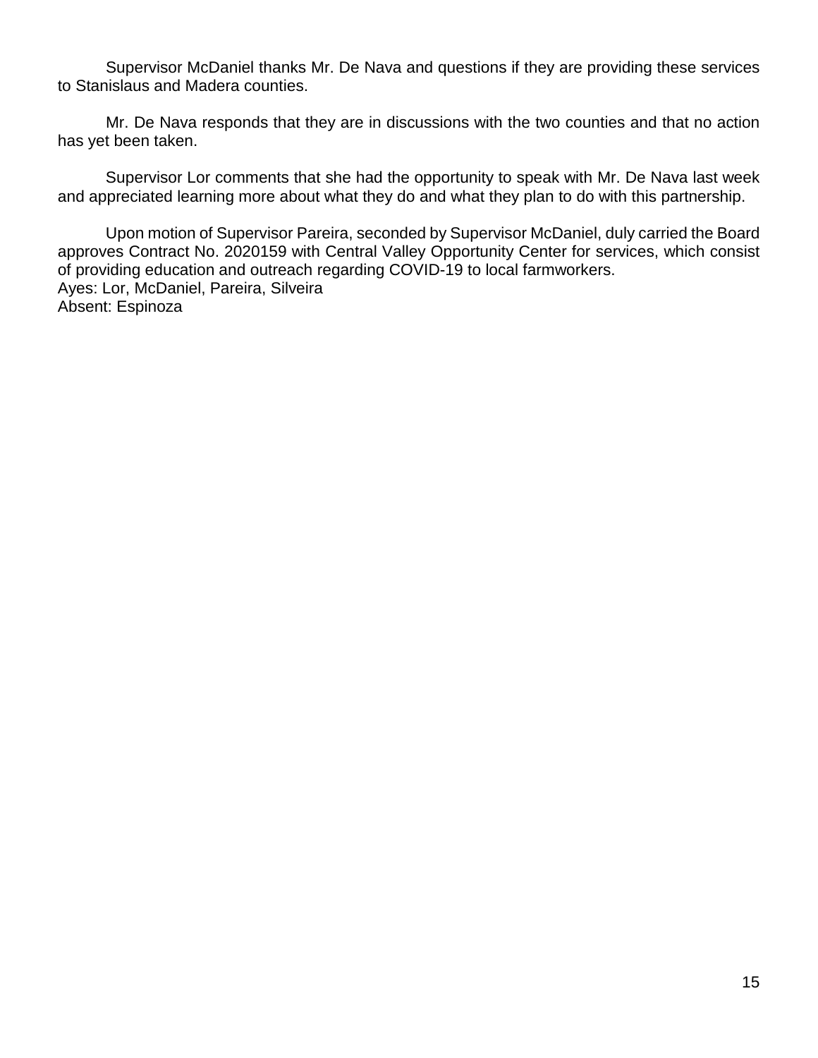Supervisor McDaniel thanks Mr. De Nava and questions if they are providing these services to Stanislaus and Madera counties.

Mr. De Nava responds that they are in discussions with the two counties and that no action has yet been taken.

Supervisor Lor comments that she had the opportunity to speak with Mr. De Nava last week and appreciated learning more about what they do and what they plan to do with this partnership.

Upon motion of Supervisor Pareira, seconded by Supervisor McDaniel, duly carried the Board approves Contract No. 2020159 with Central Valley Opportunity Center for services, which consist of providing education and outreach regarding COVID-19 to local farmworkers.
Ayes: Lor, McDaniel, Pareira, Silveira
Absent: Espinoza